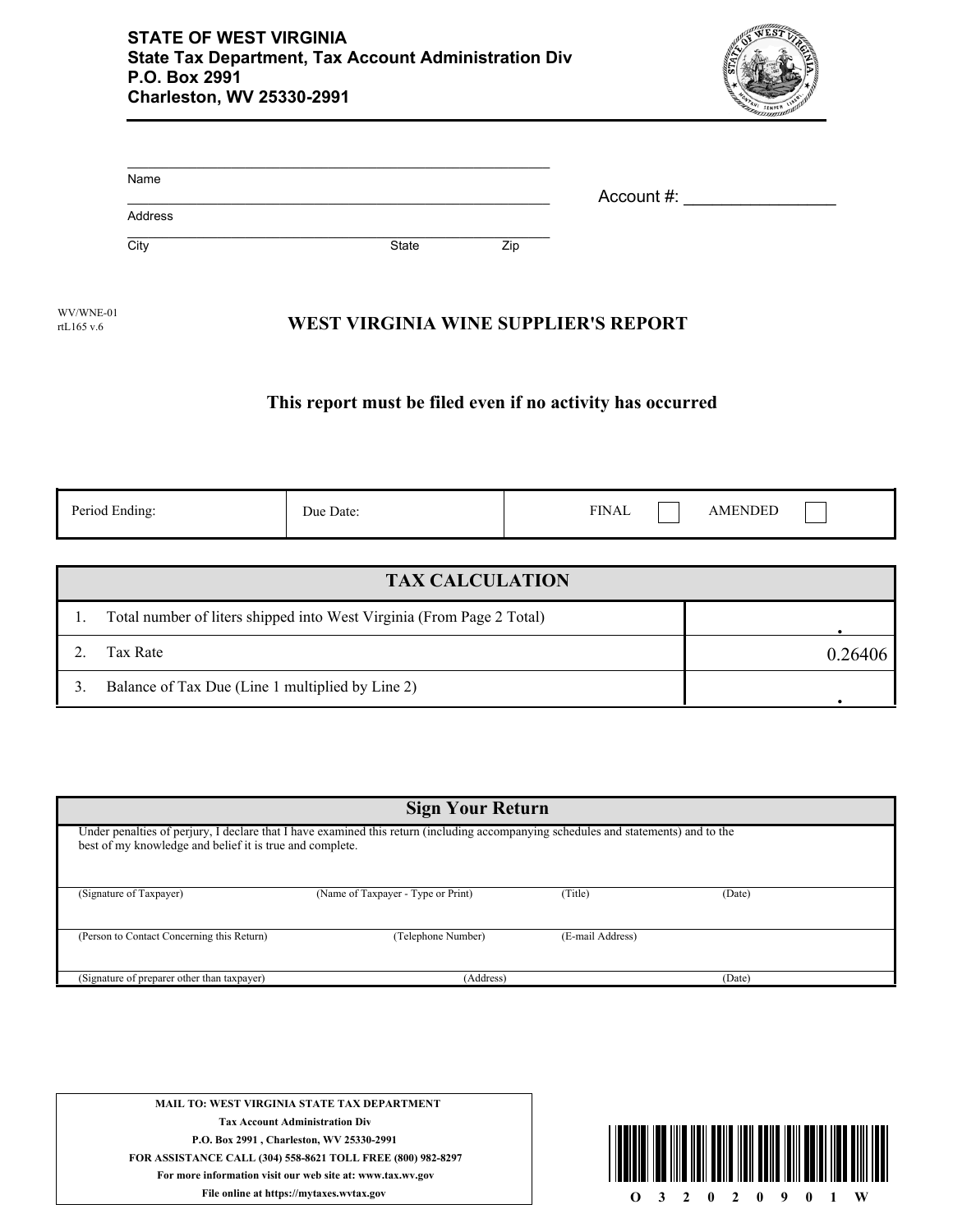**STATE OF WEST VIRGINIA**
**State Tax Department, Tax Account Administration Div**
**P.O. Box 2991**
**Charleston, WV 25330-2991**

Name ______________________________________________

Address ______________________________________________

City ______________________ State __________ Zip __________

Account #: ________________

WV/WNE-01
rtL165 v.6

# WEST VIRGINIA WINE SUPPLIER'S REPORT

**This report must be filed even if no activity has occurred**

| Period Ending: | Due Date: | FINAL ☐ | AMENDED ☐ |
|---|---|---|---|

| TAX CALCULATION | |
|---|---|
| 1. Total number of liters shipped into West Virginia (From Page 2 Total) | . |
| 2. Tax Rate | 0.26406 |
| 3. Balance of Tax Due (Line 1 multiplied by Line 2) | . |

## Sign Your Return

Under penalties of perjury, I declare that I have examined this return (including accompanying schedules and statements) and to the best of my knowledge and belief it is true and complete.

| (Signature of Taxpayer) | (Name of Taxpayer - Type or Print) | (Title) | (Date) |
|---|---|---|---|
| (Person to Contact Concerning this Return) | (Telephone Number) | (E-mail Address) | |
| (Signature of preparer other than taxpayer) | (Address) | | (Date) |

**MAIL TO: WEST VIRGINIA STATE TAX DEPARTMENT**
**Tax Account Administration Div**
**P.O. Box 2991 , Charleston, WV 25330-2991**
**FOR ASSISTANCE CALL (304) 558-8621 TOLL FREE (800) 982-8297**
**For more information visit our web site at: www.tax.wv.gov**
**File online at https://mytaxes.wvtax.gov**

O 3 2 0 2 0 9 0 1 W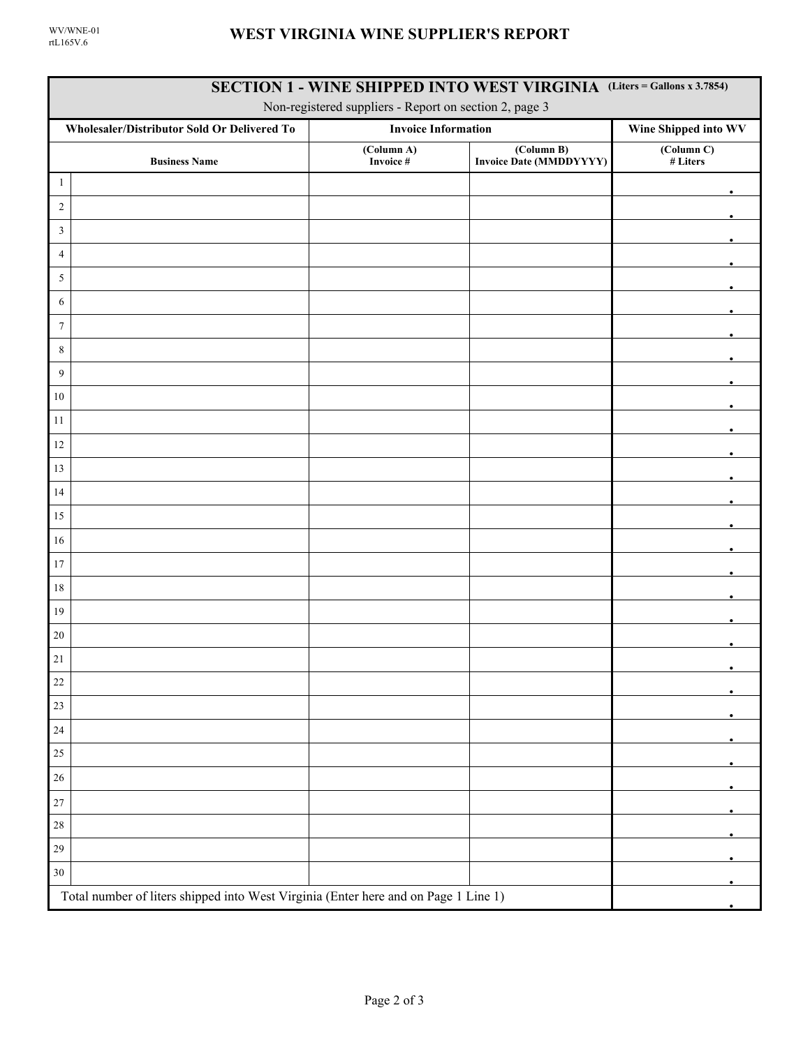WV/WNE-01
rtL165V.6

# WEST VIRGINIA WINE SUPPLIER'S REPORT

## SECTION 1 - WINE SHIPPED INTO WEST VIRGINIA (Liters = Gallons x 3.7854)

Non-registered suppliers - Report on section 2, page 3

| | Wholesaler/Distributor Sold Or Delivered To | Invoice Information | | Wine Shipped into WV |
|---|---|---|---|---|
| | Business Name | (Column A) Invoice # | (Column B) Invoice Date (MMDDYYYY) | (Column C) # Liters |
| 1 | | | | . |
| 2 | | | | . |
| 3 | | | | . |
| 4 | | | | . |
| 5 | | | | . |
| 6 | | | | . |
| 7 | | | | . |
| 8 | | | | . |
| 9 | | | | . |
| 10 | | | | . |
| 11 | | | | . |
| 12 | | | | . |
| 13 | | | | . |
| 14 | | | | . |
| 15 | | | | . |
| 16 | | | | . |
| 17 | | | | . |
| 18 | | | | . |
| 19 | | | | . |
| 20 | | | | . |
| 21 | | | | . |
| 22 | | | | . |
| 23 | | | | . |
| 24 | | | | . |
| 25 | | | | . |
| 26 | | | | . |
| 27 | | | | . |
| 28 | | | | . |
| 29 | | | | . |
| 30 | | | | . |
| Total number of liters shipped into West Virginia (Enter here and on Page 1 Line 1) | | | | . |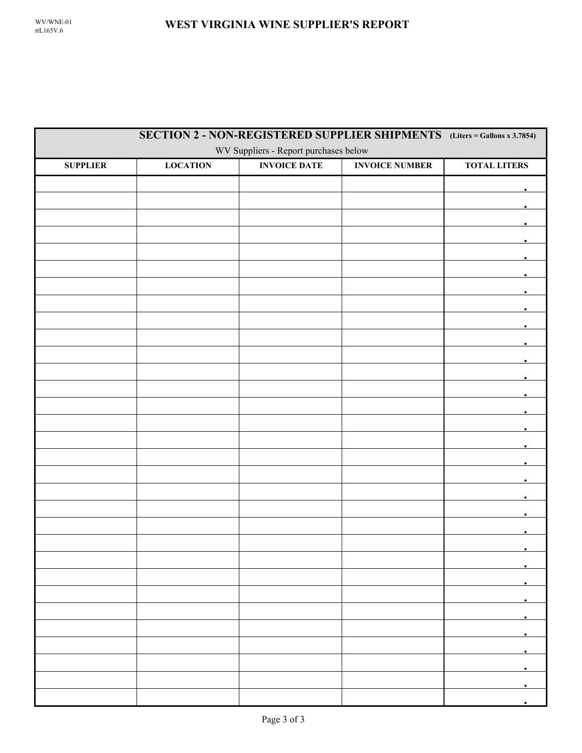WV/WNE-01
rtL165V.6

# WEST VIRGINIA WINE SUPPLIER'S REPORT

## SECTION 2 - NON-REGISTERED SUPPLIER SHIPMENTS (Liters = Gallons x 3.7854)

WV Suppliers - Report purchases below

| SUPPLIER | LOCATION | INVOICE DATE | INVOICE NUMBER | TOTAL LITERS |
|---|---|---|---|---|
| | | | | . |
| | | | | . |
| | | | | . |
| | | | | . |
| | | | | . |
| | | | | . |
| | | | | . |
| | | | | . |
| | | | | . |
| | | | | . |
| | | | | . |
| | | | | . |
| | | | | . |
| | | | | . |
| | | | | . |
| | | | | . |
| | | | | . |
| | | | | . |
| | | | | . |
| | | | | . |
| | | | | . |
| | | | | . |
| | | | | . |
| | | | | . |
| | | | | . |
| | | | | . |
| | | | | . |
| | | | | . |
| | | | | . |
| | | | | . |
| | | | | . |